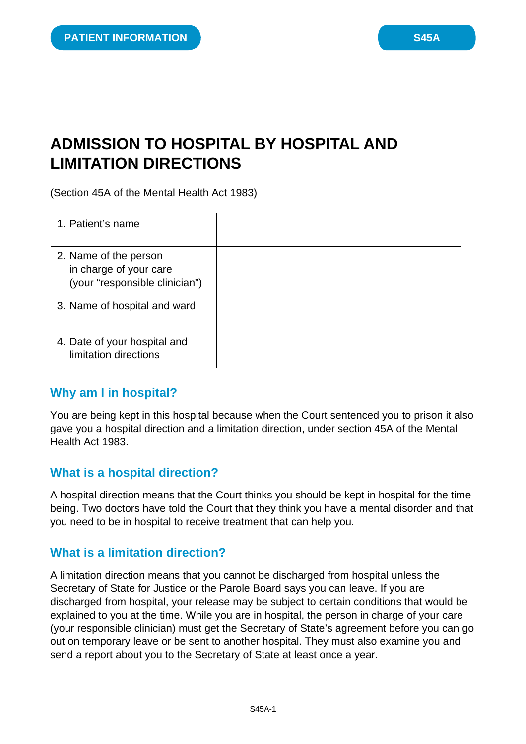PATIENT INFORMATION

S45A

# ADMISSION TO HOSPITAL BY HOSPITAL AND LIMITATION DIRECTIONS

(Section 45A of the Mental Health Act 1983)

| | |
|---|---|
| 1. Patient's name | |
| 2. Name of the person in charge of your care (your "responsible clinician") | |
| 3. Name of hospital and ward | |
| 4. Date of your hospital and limitation directions | |

## Why am I in hospital?

You are being kept in this hospital because when the Court sentenced you to prison it also gave you a hospital direction and a limitation direction, under section 45A of the Mental Health Act 1983.

## What is a hospital direction?

A hospital direction means that the Court thinks you should be kept in hospital for the time being. Two doctors have told the Court that they think you have a mental disorder and that you need to be in hospital to receive treatment that can help you.

## What is a limitation direction?

A limitation direction means that you cannot be discharged from hospital unless the Secretary of State for Justice or the Parole Board says you can leave. If you are discharged from hospital, your release may be subject to certain conditions that would be explained to you at the time. While you are in hospital, the person in charge of your care (your responsible clinician) must get the Secretary of State's agreement before you can go out on temporary leave or be sent to another hospital. They must also examine you and send a report about you to the Secretary of State at least once a year.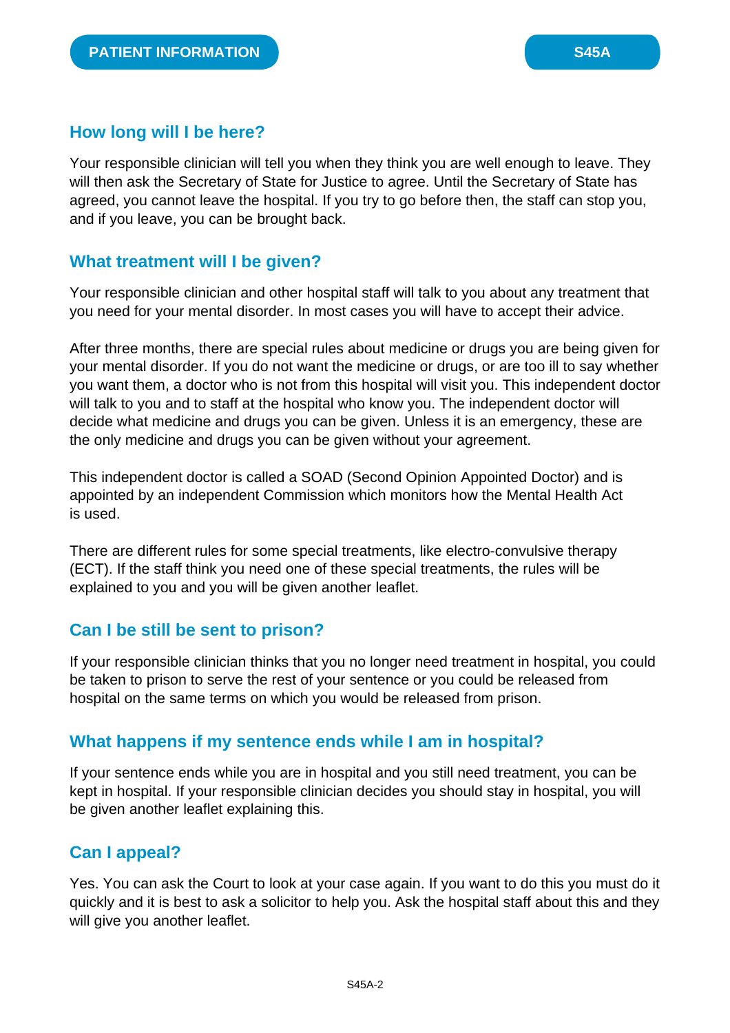## How long will I be here?

Your responsible clinician will tell you when they think you are well enough to leave. They will then ask the Secretary of State for Justice to agree. Until the Secretary of State has agreed, you cannot leave the hospital. If you try to go before then, the staff can stop you, and if you leave, you can be brought back.

## What treatment will I be given?

Your responsible clinician and other hospital staff will talk to you about any treatment that you need for your mental disorder. In most cases you will have to accept their advice.

After three months, there are special rules about medicine or drugs you are being given for your mental disorder. If you do not want the medicine or drugs, or are too ill to say whether you want them, a doctor who is not from this hospital will visit you. This independent doctor will talk to you and to staff at the hospital who know you. The independent doctor will decide what medicine and drugs you can be given. Unless it is an emergency, these are the only medicine and drugs you can be given without your agreement.

This independent doctor is called a SOAD (Second Opinion Appointed Doctor) and is appointed by an independent Commission which monitors how the Mental Health Act is used.

There are different rules for some special treatments, like electro-convulsive therapy (ECT). If the staff think you need one of these special treatments, the rules will be explained to you and you will be given another leaflet.

## Can I be still be sent to prison?

If your responsible clinician thinks that you no longer need treatment in hospital, you could be taken to prison to serve the rest of your sentence or you could be released from hospital on the same terms on which you would be released from prison.

## What happens if my sentence ends while I am in hospital?

If your sentence ends while you are in hospital and you still need treatment, you can be kept in hospital. If your responsible clinician decides you should stay in hospital, you will be given another leaflet explaining this.

## Can I appeal?

Yes. You can ask the Court to look at your case again. If you want to do this you must do it quickly and it is best to ask a solicitor to help you. Ask the hospital staff about this and they will give you another leaflet.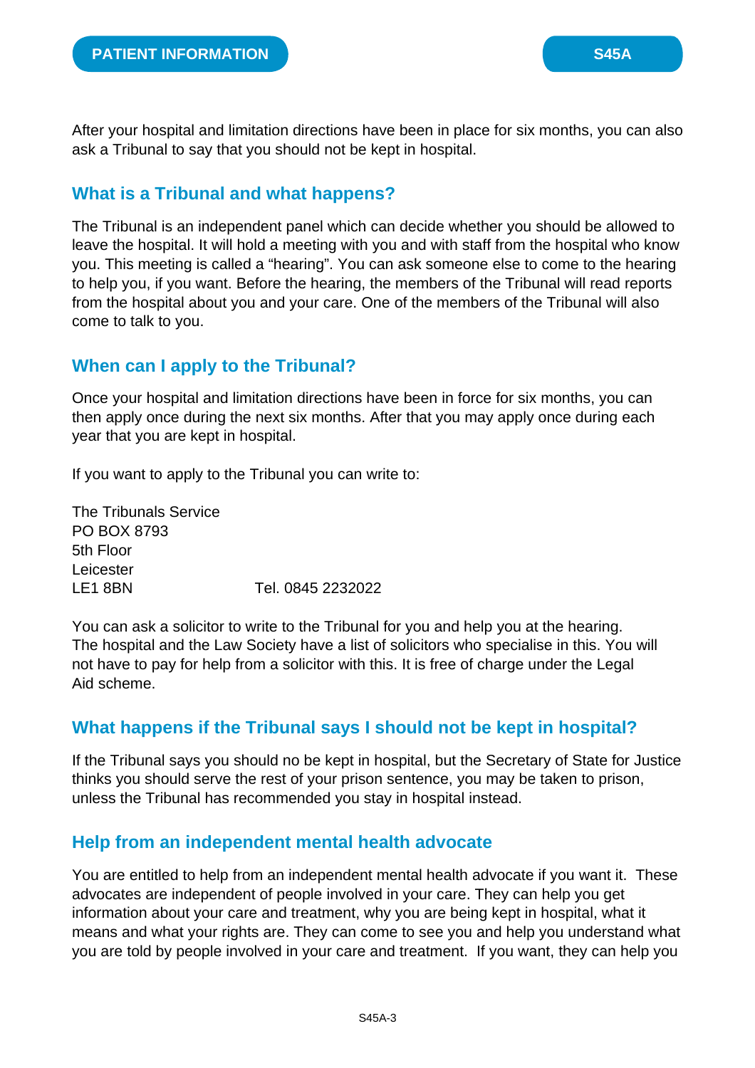After your hospital and limitation directions have been in place for six months, you can also ask a Tribunal to say that you should not be kept in hospital.

## What is a Tribunal and what happens?

The Tribunal is an independent panel which can decide whether you should be allowed to leave the hospital. It will hold a meeting with you and with staff from the hospital who know you. This meeting is called a "hearing". You can ask someone else to come to the hearing to help you, if you want. Before the hearing, the members of the Tribunal will read reports from the hospital about you and your care. One of the members of the Tribunal will also come to talk to you.

## When can I apply to the Tribunal?

Once your hospital and limitation directions have been in force for six months, you can then apply once during the next six months. After that you may apply once during each year that you are kept in hospital.

If you want to apply to the Tribunal you can write to:

The Tribunals Service
PO BOX 8793
5th Floor
Leicester
LE1 8BN Tel. 0845 2232022

You can ask a solicitor to write to the Tribunal for you and help you at the hearing. The hospital and the Law Society have a list of solicitors who specialise in this. You will not have to pay for help from a solicitor with this. It is free of charge under the Legal Aid scheme.

## What happens if the Tribunal says I should not be kept in hospital?

If the Tribunal says you should no be kept in hospital, but the Secretary of State for Justice thinks you should serve the rest of your prison sentence, you may be taken to prison, unless the Tribunal has recommended you stay in hospital instead.

## Help from an independent mental health advocate

You are entitled to help from an independent mental health advocate if you want it. These advocates are independent of people involved in your care. They can help you get information about your care and treatment, why you are being kept in hospital, what it means and what your rights are. They can come to see you and help you understand what you are told by people involved in your care and treatment. If you want, they can help you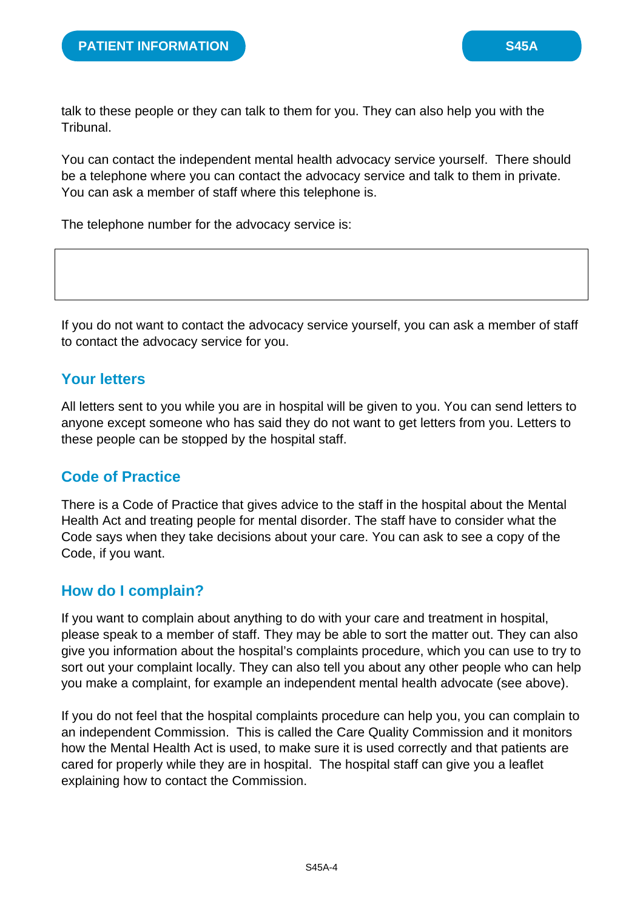talk to these people or they can talk to them for you. They can also help you with the Tribunal.

You can contact the independent mental health advocacy service yourself. There should be a telephone where you can contact the advocacy service and talk to them in private. You can ask a member of staff where this telephone is.

The telephone number for the advocacy service is:

| |
|---|
| |

If you do not want to contact the advocacy service yourself, you can ask a member of staff to contact the advocacy service for you.

## Your letters

All letters sent to you while you are in hospital will be given to you. You can send letters to anyone except someone who has said they do not want to get letters from you. Letters to these people can be stopped by the hospital staff.

## Code of Practice

There is a Code of Practice that gives advice to the staff in the hospital about the Mental Health Act and treating people for mental disorder. The staff have to consider what the Code says when they take decisions about your care. You can ask to see a copy of the Code, if you want.

## How do I complain?

If you want to complain about anything to do with your care and treatment in hospital, please speak to a member of staff. They may be able to sort the matter out. They can also give you information about the hospital's complaints procedure, which you can use to try to sort out your complaint locally. They can also tell you about any other people who can help you make a complaint, for example an independent mental health advocate (see above).

If you do not feel that the hospital complaints procedure can help you, you can complain to an independent Commission. This is called the Care Quality Commission and it monitors how the Mental Health Act is used, to make sure it is used correctly and that patients are cared for properly while they are in hospital. The hospital staff can give you a leaflet explaining how to contact the Commission.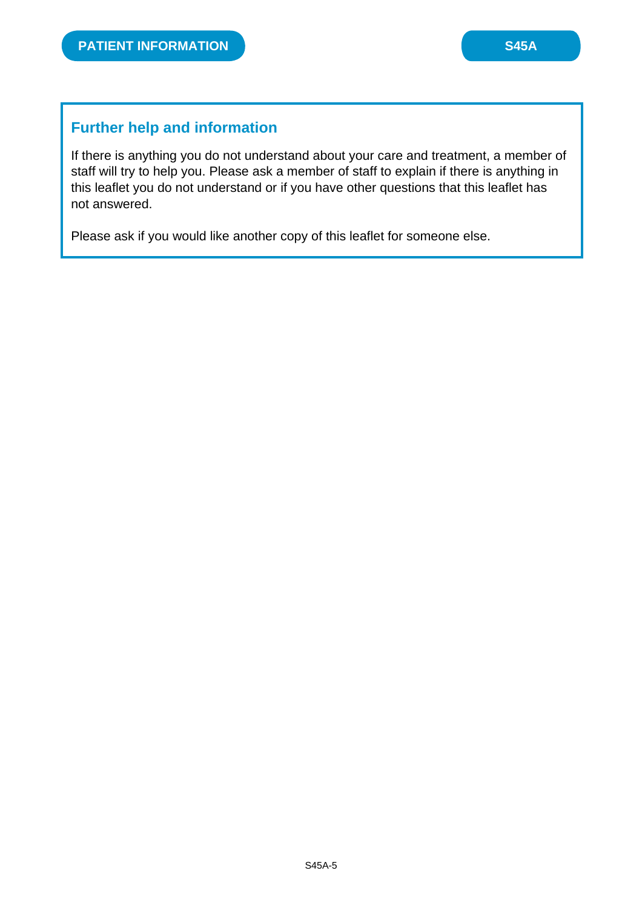## Further help and information

If there is anything you do not understand about your care and treatment, a member of staff will try to help you. Please ask a member of staff to explain if there is anything in this leaflet you do not understand or if you have other questions that this leaflet has not answered.

Please ask if you would like another copy of this leaflet for someone else.